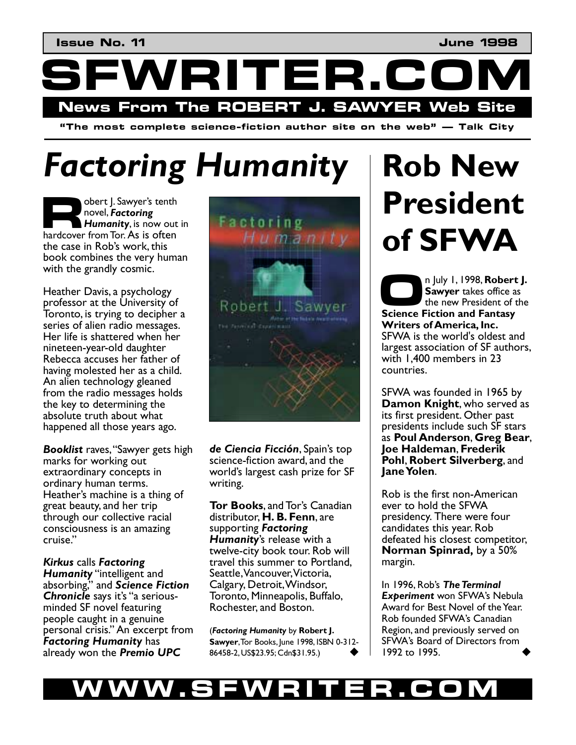Issue No. 11 June 1998

# SFWRITER.COM

**News From The ROBERT J. SAWYER Web Site**

**"The most complete science-fiction author site on the web" — Talk City**

# *Factoring Humanity*

Robert J. Sawyer's tenth novel, ***Factoring Humanity***, is now out in hardcover from Tor. As is often the case in Rob's work, this book combines the very human with the grandly cosmic.

Heather Davis, a psychology professor at the University of Toronto, is trying to decipher a series of alien radio messages. Her life is shattered when her nineteen-year-old daughter Rebecca accuses her father of having molested her as a child. An alien technology gleaned from the radio messages holds the key to determining the absolute truth about what happened all those years ago.

***Booklist*** raves, "Sawyer gets high marks for working out extraordinary concepts in ordinary human terms. Heather's machine is a thing of great beauty, and her trip through our collective racial consciousness is an amazing cruise."

***Kirkus*** calls ***Factoring Humanity*** "intelligent and absorbing," and ***Science Fiction Chronicle*** says it's "a serious-minded SF novel featuring people caught in a genuine personal crisis." An excerpt from ***Factoring Humanity*** has already won the ***Premio UPC de Ciencia Ficción***, Spain's top science-fiction award, and the world's largest cash prize for SF writing.

**Tor Books**, and Tor's Canadian distributor, **H. B. Fenn**, are supporting ***Factoring Humanity***'s release with a twelve-city book tour. Rob will travel this summer to Portland, Seattle, Vancouver, Victoria, Calgary, Detroit, Windsor, Toronto, Minneapolis, Buffalo, Rochester, and Boston.

(***Factoring Humanity*** by **Robert J. Sawyer**, Tor Books, June 1998, ISBN 0-312-86458-2, US$23.95; Cdn$31.95.) ◆

# Rob New President of SFWA

On July 1, 1998, **Robert J. Sawyer** takes office as the new President of the **Science Fiction and Fantasy Writers of America, Inc.** SFWA is the world's oldest and largest association of SF authors, with 1,400 members in 23 countries.

SFWA was founded in 1965 by **Damon Knight**, who served as its first president. Other past presidents include such SF stars as **Poul Anderson**, **Greg Bear**, **Joe Haldeman**, **Frederik Pohl**, **Robert Silverberg**, and **Jane Yolen**.

Rob is the first non-American ever to hold the SFWA presidency. There were four candidates this year. Rob defeated his closest competitor, **Norman Spinrad,** by a 50% margin.

In 1996, Rob's ***The Terminal Experiment*** won SFWA's Nebula Award for Best Novel of the Year. Rob founded SFWA's Canadian Region, and previously served on SFWA's Board of Directors from 1992 to 1995. ◆

**WWW.SFWRITER.COM**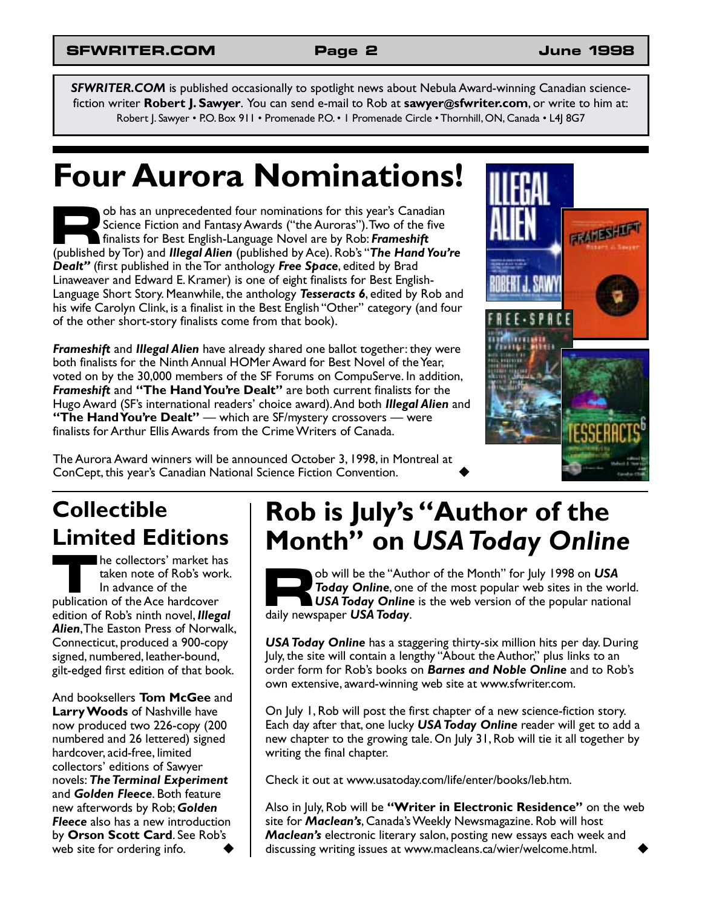***SFWRITER.COM*** is published occasionally to spotlight news about Nebula Award-winning Canadian science-fiction writer **Robert J. Sawyer**. You can send e-mail to Rob at **sawyer@sfwriter.com**, or write to him at: Robert J. Sawyer • P.O. Box 911 • Promenade P.O. • 1 Promenade Circle • Thornhill, ON, Canada • L4J 8G7

# Four Aurora Nominations!

Rob has an unprecedented four nominations for this year's Canadian Science Fiction and Fantasy Awards ("the Auroras"). Two of the five finalists for Best English-Language Novel are by Rob: ***Frameshift*** (published by Tor) and ***Illegal Alien*** (published by Ace). Rob's "***The Hand You're Dealt"*** (first published in the Tor anthology ***Free Space***, edited by Brad Linaweaver and Edward E. Kramer) is one of eight finalists for Best English-Language Short Story. Meanwhile, the anthology ***Tesseracts 6***, edited by Rob and his wife Carolyn Clink, is a finalist in the Best English "Other" category (and four of the other short-story finalists come from that book).

***Frameshift*** and ***Illegal Alien*** have already shared one ballot together: they were both finalists for the Ninth Annual HOMer Award for Best Novel of the Year, voted on by the 30,000 members of the SF Forums on CompuServe. In addition, ***Frameshift*** and **"The Hand You're Dealt"** are both current finalists for the Hugo Award (SF's international readers' choice award). And both ***Illegal Alien*** and **"The Hand You're Dealt"** — which are SF/mystery crossovers — were finalists for Arthur Ellis Awards from the Crime Writers of Canada.

The Aurora Award winners will be announced October 3, 1998, in Montreal at ConCept, this year's Canadian National Science Fiction Convention. ◆

## Collectible Limited Editions

The collectors' market has taken note of Rob's work. In advance of the publication of the Ace hardcover edition of Rob's ninth novel, ***Illegal Alien***, The Easton Press of Norwalk, Connecticut, produced a 900-copy signed, numbered, leather-bound, gilt-edged first edition of that book.

And booksellers **Tom McGee** and **Larry Woods** of Nashville have now produced two 226-copy (200 numbered and 26 lettered) signed hardcover, acid-free, limited collectors' editions of Sawyer novels: ***The Terminal Experiment*** and ***Golden Fleece***. Both feature new afterwords by Rob; ***Golden Fleece*** also has a new introduction by **Orson Scott Card**. See Rob's web site for ordering info. ◆

## Rob is July's "Author of the Month" on *USA Today Online*

Rob will be the "Author of the Month" for July 1998 on ***USA Today Online***, one of the most popular web sites in the world. ***USA Today Online*** is the web version of the popular national daily newspaper ***USA Today***.

***USA Today Online*** has a staggering thirty-six million hits per day. During July, the site will contain a lengthy "About the Author," plus links to an order form for Rob's books on ***Barnes and Noble Online*** and to Rob's own extensive, award-winning web site at www.sfwriter.com.

On July 1, Rob will post the first chapter of a new science-fiction story. Each day after that, one lucky ***USA Today Online*** reader will get to add a new chapter to the growing tale. On July 31, Rob will tie it all together by writing the final chapter.

Check it out at www.usatoday.com/life/enter/books/leb.htm.

Also in July, Rob will be **"Writer in Electronic Residence"** on the web site for ***Maclean's***, Canada's Weekly Newsmagazine. Rob will host ***Maclean's*** electronic literary salon, posting new essays each week and discussing writing issues at www.macleans.ca/wier/welcome.html. ◆